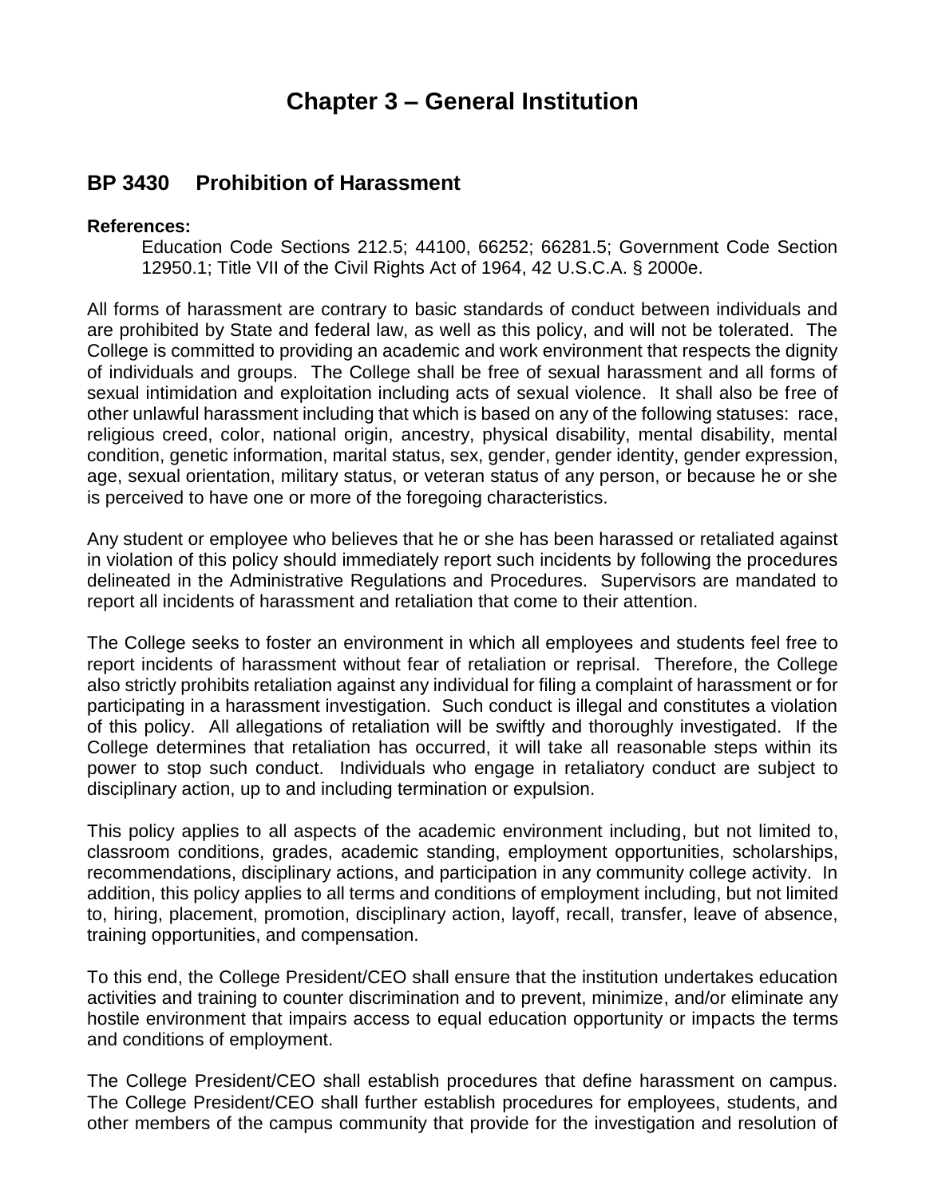# Chapter 3 – General Institution

## BP 3430 Prohibition of Harassment

**References:**

Education Code Sections 212.5; 44100, 66252; 66281.5; Government Code Section 12950.1; Title VII of the Civil Rights Act of 1964, 42 U.S.C.A. § 2000e.

All forms of harassment are contrary to basic standards of conduct between individuals and are prohibited by State and federal law, as well as this policy, and will not be tolerated. The College is committed to providing an academic and work environment that respects the dignity of individuals and groups. The College shall be free of sexual harassment and all forms of sexual intimidation and exploitation including acts of sexual violence. It shall also be free of other unlawful harassment including that which is based on any of the following statuses: race, religious creed, color, national origin, ancestry, physical disability, mental disability, mental condition, genetic information, marital status, sex, gender, gender identity, gender expression, age, sexual orientation, military status, or veteran status of any person, or because he or she is perceived to have one or more of the foregoing characteristics.

Any student or employee who believes that he or she has been harassed or retaliated against in violation of this policy should immediately report such incidents by following the procedures delineated in the Administrative Regulations and Procedures. Supervisors are mandated to report all incidents of harassment and retaliation that come to their attention.

The College seeks to foster an environment in which all employees and students feel free to report incidents of harassment without fear of retaliation or reprisal. Therefore, the College also strictly prohibits retaliation against any individual for filing a complaint of harassment or for participating in a harassment investigation. Such conduct is illegal and constitutes a violation of this policy. All allegations of retaliation will be swiftly and thoroughly investigated. If the College determines that retaliation has occurred, it will take all reasonable steps within its power to stop such conduct. Individuals who engage in retaliatory conduct are subject to disciplinary action, up to and including termination or expulsion.

This policy applies to all aspects of the academic environment including, but not limited to, classroom conditions, grades, academic standing, employment opportunities, scholarships, recommendations, disciplinary actions, and participation in any community college activity. In addition, this policy applies to all terms and conditions of employment including, but not limited to, hiring, placement, promotion, disciplinary action, layoff, recall, transfer, leave of absence, training opportunities, and compensation.

To this end, the College President/CEO shall ensure that the institution undertakes education activities and training to counter discrimination and to prevent, minimize, and/or eliminate any hostile environment that impairs access to equal education opportunity or impacts the terms and conditions of employment.

The College President/CEO shall establish procedures that define harassment on campus. The College President/CEO shall further establish procedures for employees, students, and other members of the campus community that provide for the investigation and resolution of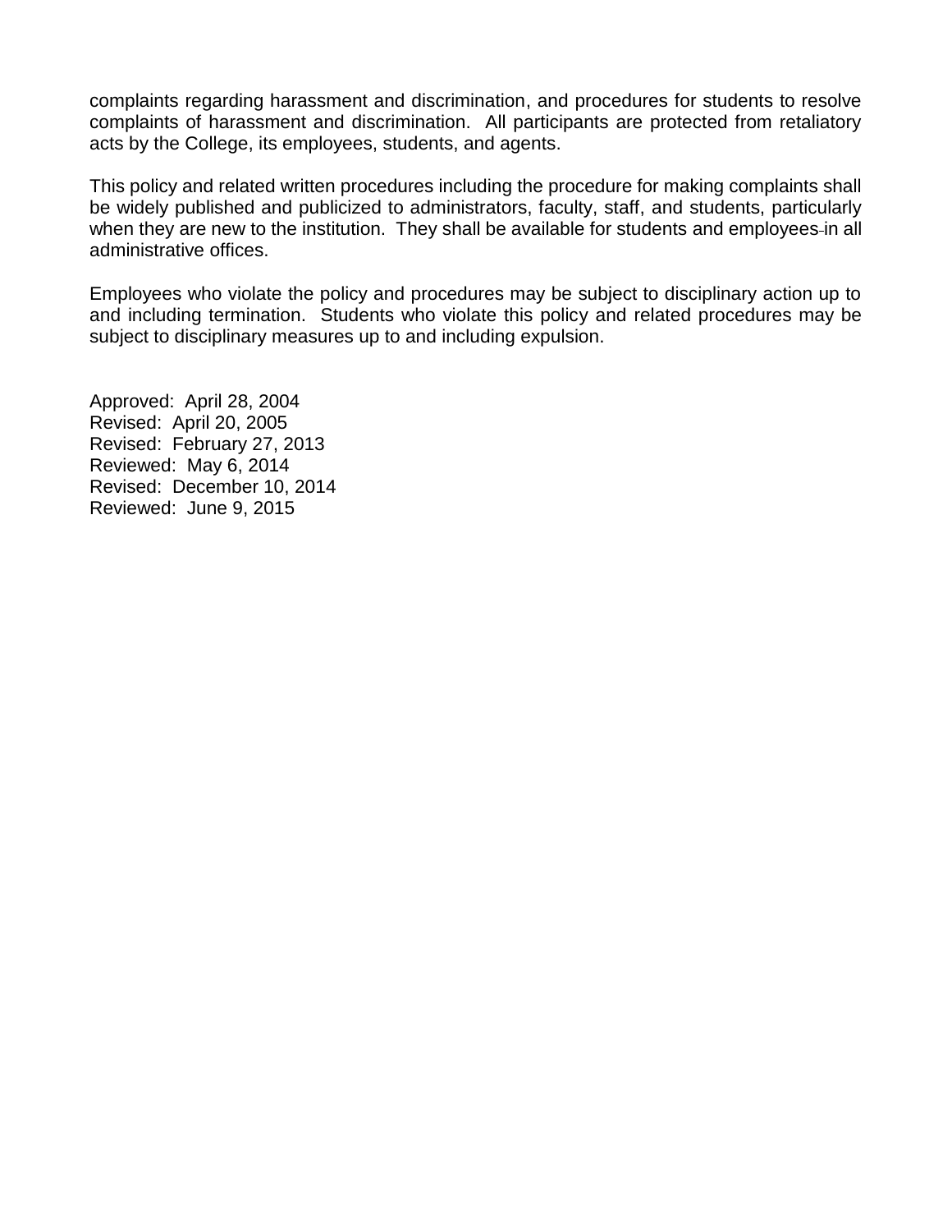complaints regarding harassment and discrimination, and procedures for students to resolve complaints of harassment and discrimination. All participants are protected from retaliatory acts by the College, its employees, students, and agents.

This policy and related written procedures including the procedure for making complaints shall be widely published and publicized to administrators, faculty, staff, and students, particularly when they are new to the institution. They shall be available for students and employees in all administrative offices.

Employees who violate the policy and procedures may be subject to disciplinary action up to and including termination. Students who violate this policy and related procedures may be subject to disciplinary measures up to and including expulsion.

Approved: April 28, 2004
Revised: April 20, 2005
Revised: February 27, 2013
Reviewed: May 6, 2014
Revised: December 10, 2014
Reviewed: June 9, 2015